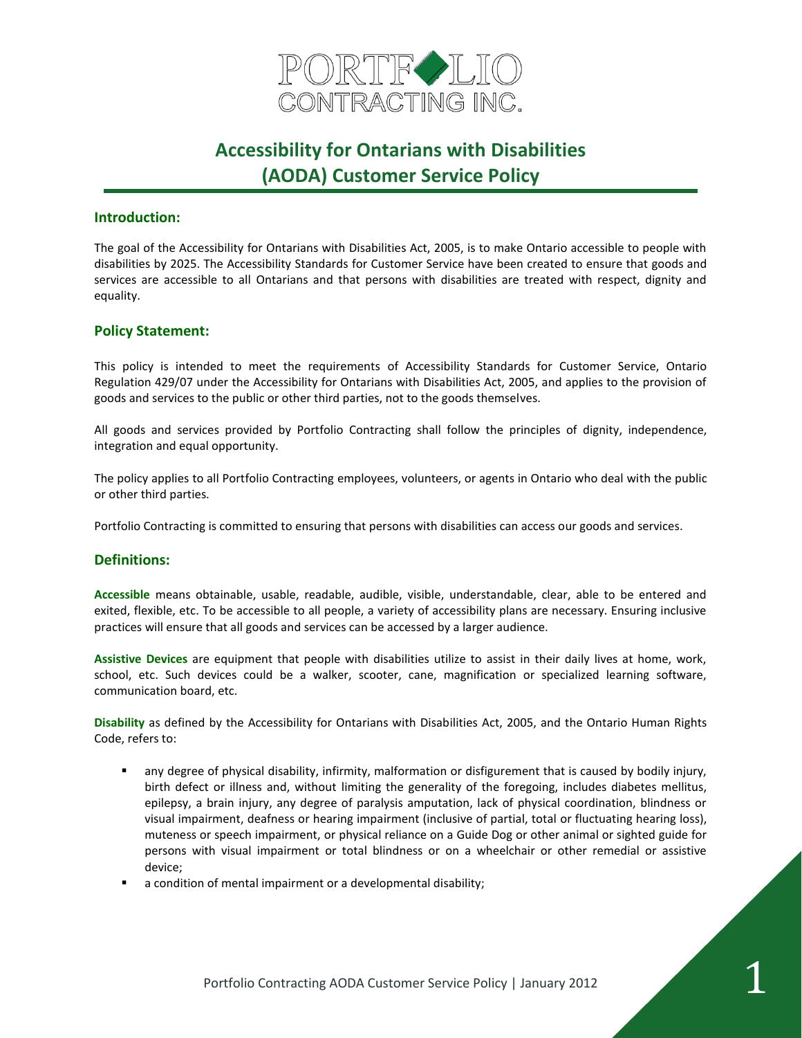# Accessibility for Ontarians with Disabilities (AODA) Customer Service Policy

## Introduction:

The goal of the Accessibility for Ontarians with Disabilities Act, 2005, is to make Ontario accessible to people with disabilities by 2025. The Accessibility Standards for Customer Service have been created to ensure that goods and services are accessible to all Ontarians and that persons with disabilities are treated with respect, dignity and equality.

## Policy Statement:

This policy is intended to meet the requirements of Accessibility Standards for Customer Service, Ontario Regulation 429/07 under the Accessibility for Ontarians with Disabilities Act, 2005, and applies to the provision of goods and services to the public or other third parties, not to the goods themselves.

All goods and services provided by Portfolio Contracting shall follow the principles of dignity, independence, integration and equal opportunity.

The policy applies to all Portfolio Contracting employees, volunteers, or agents in Ontario who deal with the public or other third parties.

Portfolio Contracting is committed to ensuring that persons with disabilities can access our goods and services.

## Definitions:

**Accessible** means obtainable, usable, readable, audible, visible, understandable, clear, able to be entered and exited, flexible, etc. To be accessible to all people, a variety of accessibility plans are necessary. Ensuring inclusive practices will ensure that all goods and services can be accessed by a larger audience.

**Assistive Devices** are equipment that people with disabilities utilize to assist in their daily lives at home, work, school, etc. Such devices could be a walker, scooter, cane, magnification or specialized learning software, communication board, etc.

**Disability** as defined by the Accessibility for Ontarians with Disabilities Act, 2005, and the Ontario Human Rights Code, refers to:

- any degree of physical disability, infirmity, malformation or disfigurement that is caused by bodily injury, birth defect or illness and, without limiting the generality of the foregoing, includes diabetes mellitus, epilepsy, a brain injury, any degree of paralysis amputation, lack of physical coordination, blindness or visual impairment, deafness or hearing impairment (inclusive of partial, total or fluctuating hearing loss), muteness or speech impairment, or physical reliance on a Guide Dog or other animal or sighted guide for persons with visual impairment or total blindness or on a wheelchair or other remedial or assistive device;
- a condition of mental impairment or a developmental disability;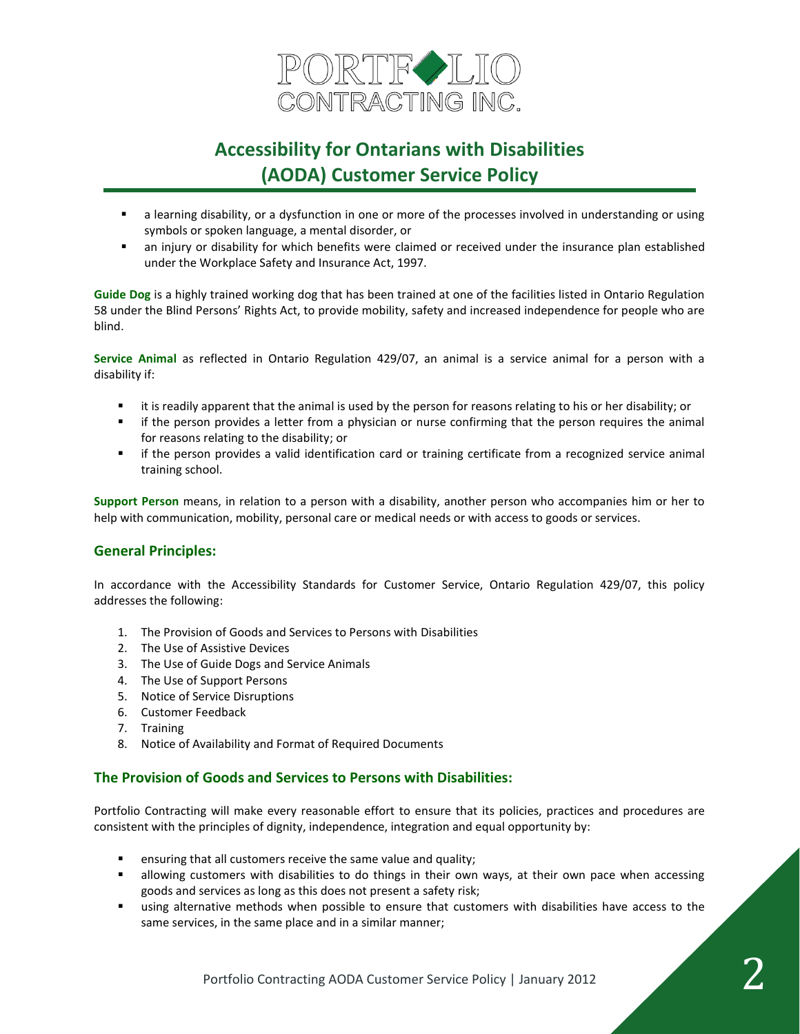- a learning disability, or a dysfunction in one or more of the processes involved in understanding or using symbols or spoken language, a mental disorder, or
- an injury or disability for which benefits were claimed or received under the insurance plan established under the Workplace Safety and Insurance Act, 1997.

**Guide Dog** is a highly trained working dog that has been trained at one of the facilities listed in Ontario Regulation 58 under the Blind Persons' Rights Act, to provide mobility, safety and increased independence for people who are blind.

**Service Animal** as reflected in Ontario Regulation 429/07, an animal is a service animal for a person with a disability if:

- it is readily apparent that the animal is used by the person for reasons relating to his or her disability; or
- if the person provides a letter from a physician or nurse confirming that the person requires the animal for reasons relating to the disability; or
- if the person provides a valid identification card or training certificate from a recognized service animal training school.

**Support Person** means, in relation to a person with a disability, another person who accompanies him or her to help with communication, mobility, personal care or medical needs or with access to goods or services.

## General Principles:

In accordance with the Accessibility Standards for Customer Service, Ontario Regulation 429/07, this policy addresses the following:

1. The Provision of Goods and Services to Persons with Disabilities
2. The Use of Assistive Devices
3. The Use of Guide Dogs and Service Animals
4. The Use of Support Persons
5. Notice of Service Disruptions
6. Customer Feedback
7. Training
8. Notice of Availability and Format of Required Documents

## The Provision of Goods and Services to Persons with Disabilities:

Portfolio Contracting will make every reasonable effort to ensure that its policies, practices and procedures are consistent with the principles of dignity, independence, integration and equal opportunity by:

- ensuring that all customers receive the same value and quality;
- allowing customers with disabilities to do things in their own ways, at their own pace when accessing goods and services as long as this does not present a safety risk;
- using alternative methods when possible to ensure that customers with disabilities have access to the same services, in the same place and in a similar manner;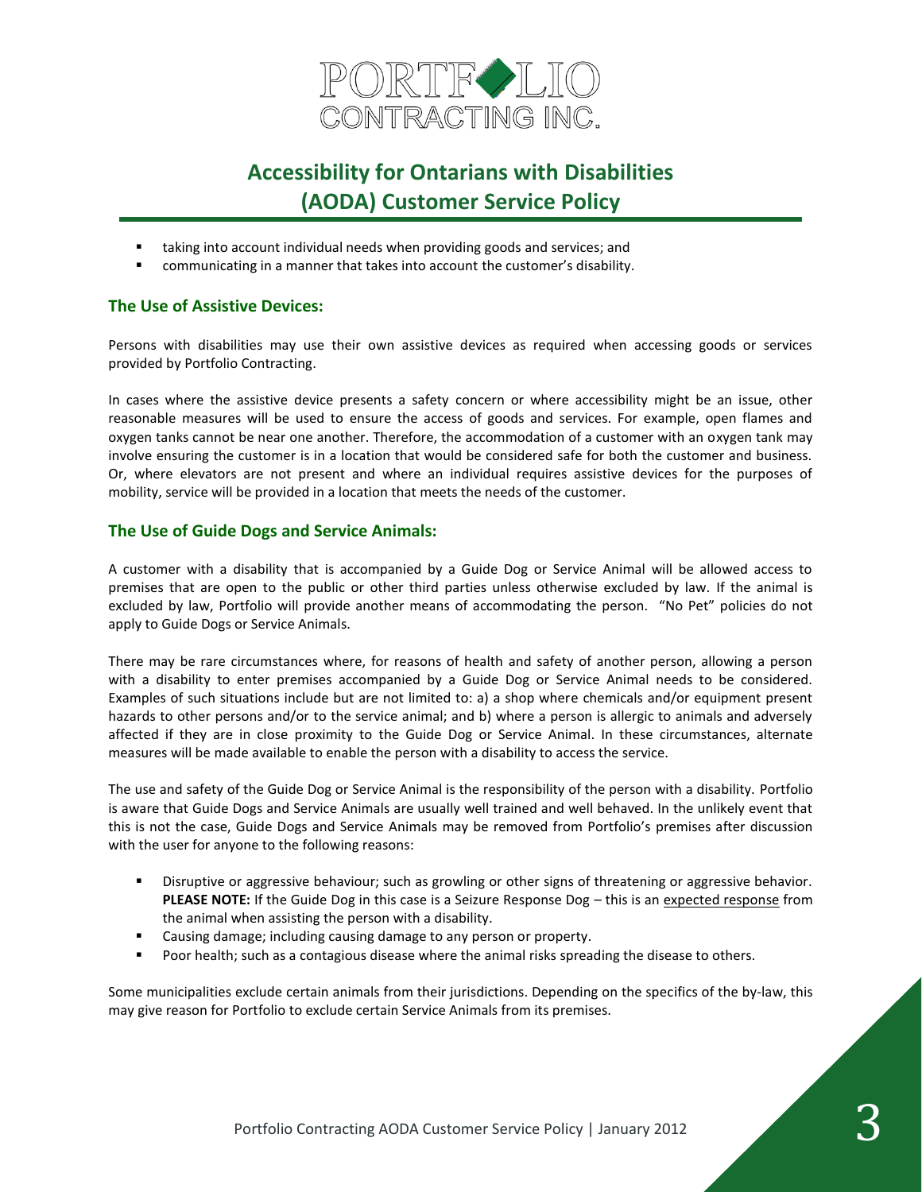- taking into account individual needs when providing goods and services; and
- communicating in a manner that takes into account the customer's disability.

### The Use of Assistive Devices:

Persons with disabilities may use their own assistive devices as required when accessing goods or services provided by Portfolio Contracting.

In cases where the assistive device presents a safety concern or where accessibility might be an issue, other reasonable measures will be used to ensure the access of goods and services. For example, open flames and oxygen tanks cannot be near one another. Therefore, the accommodation of a customer with an oxygen tank may involve ensuring the customer is in a location that would be considered safe for both the customer and business. Or, where elevators are not present and where an individual requires assistive devices for the purposes of mobility, service will be provided in a location that meets the needs of the customer.

### The Use of Guide Dogs and Service Animals:

A customer with a disability that is accompanied by a Guide Dog or Service Animal will be allowed access to premises that are open to the public or other third parties unless otherwise excluded by law. If the animal is excluded by law, Portfolio will provide another means of accommodating the person. "No Pet" policies do not apply to Guide Dogs or Service Animals.

There may be rare circumstances where, for reasons of health and safety of another person, allowing a person with a disability to enter premises accompanied by a Guide Dog or Service Animal needs to be considered. Examples of such situations include but are not limited to: a) a shop where chemicals and/or equipment present hazards to other persons and/or to the service animal; and b) where a person is allergic to animals and adversely affected if they are in close proximity to the Guide Dog or Service Animal. In these circumstances, alternate measures will be made available to enable the person with a disability to access the service.

The use and safety of the Guide Dog or Service Animal is the responsibility of the person with a disability. Portfolio is aware that Guide Dogs and Service Animals are usually well trained and well behaved. In the unlikely event that this is not the case, Guide Dogs and Service Animals may be removed from Portfolio's premises after discussion with the user for anyone to the following reasons:

- Disruptive or aggressive behaviour; such as growling or other signs of threatening or aggressive behavior. **PLEASE NOTE:** If the Guide Dog in this case is a Seizure Response Dog – this is an expected response from the animal when assisting the person with a disability.
- Causing damage; including causing damage to any person or property.
- Poor health; such as a contagious disease where the animal risks spreading the disease to others.

Some municipalities exclude certain animals from their jurisdictions. Depending on the specifics of the by-law, this may give reason for Portfolio to exclude certain Service Animals from its premises.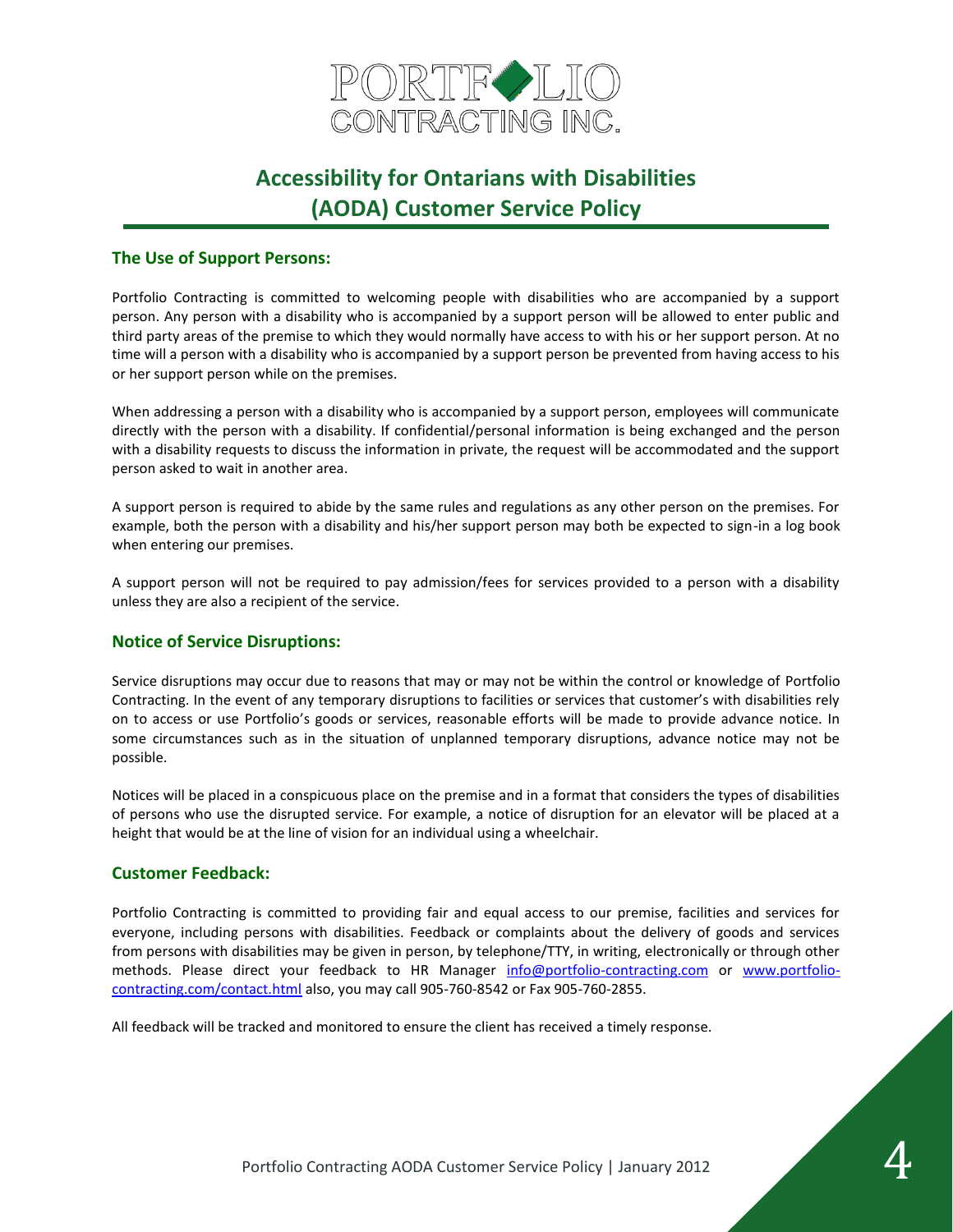PORTFOLIO CONTRACTING INC.

# Accessibility for Ontarians with Disabilities (AODA) Customer Service Policy

## The Use of Support Persons:

Portfolio Contracting is committed to welcoming people with disabilities who are accompanied by a support person. Any person with a disability who is accompanied by a support person will be allowed to enter public and third party areas of the premise to which they would normally have access to with his or her support person. At no time will a person with a disability who is accompanied by a support person be prevented from having access to his or her support person while on the premises.

When addressing a person with a disability who is accompanied by a support person, employees will communicate directly with the person with a disability. If confidential/personal information is being exchanged and the person with a disability requests to discuss the information in private, the request will be accommodated and the support person asked to wait in another area.

A support person is required to abide by the same rules and regulations as any other person on the premises. For example, both the person with a disability and his/her support person may both be expected to sign-in a log book when entering our premises.

A support person will not be required to pay admission/fees for services provided to a person with a disability unless they are also a recipient of the service.

## Notice of Service Disruptions:

Service disruptions may occur due to reasons that may or may not be within the control or knowledge of Portfolio Contracting. In the event of any temporary disruptions to facilities or services that customer's with disabilities rely on to access or use Portfolio's goods or services, reasonable efforts will be made to provide advance notice. In some circumstances such as in the situation of unplanned temporary disruptions, advance notice may not be possible.

Notices will be placed in a conspicuous place on the premise and in a format that considers the types of disabilities of persons who use the disrupted service. For example, a notice of disruption for an elevator will be placed at a height that would be at the line of vision for an individual using a wheelchair.

## Customer Feedback:

Portfolio Contracting is committed to providing fair and equal access to our premise, facilities and services for everyone, including persons with disabilities. Feedback or complaints about the delivery of goods and services from persons with disabilities may be given in person, by telephone/TTY, in writing, electronically or through other methods. Please direct your feedback to HR Manager [info@portfolio-contracting.com](mailto:info@portfolio-contracting.com) or [www.portfolio-contracting.com/contact.html](http://www.portfolio-contracting.com/contact.html) also, you may call 905-760-8542 or Fax 905-760-2855.

All feedback will be tracked and monitored to ensure the client has received a timely response.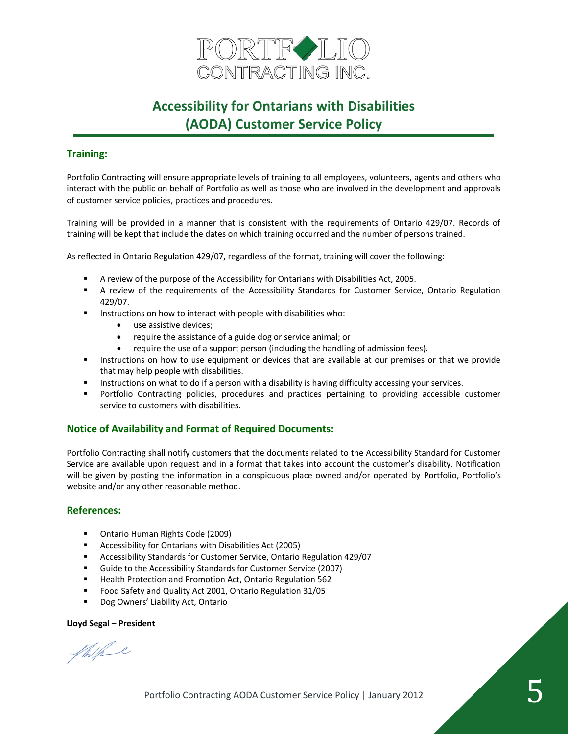# Accessibility for Ontarians with Disabilities (AODA) Customer Service Policy

## Training:

Portfolio Contracting will ensure appropriate levels of training to all employees, volunteers, agents and others who interact with the public on behalf of Portfolio as well as those who are involved in the development and approvals of customer service policies, practices and procedures.

Training will be provided in a manner that is consistent with the requirements of Ontario 429/07. Records of training will be kept that include the dates on which training occurred and the number of persons trained.

As reflected in Ontario Regulation 429/07, regardless of the format, training will cover the following:

- A review of the purpose of the Accessibility for Ontarians with Disabilities Act, 2005.
- A review of the requirements of the Accessibility Standards for Customer Service, Ontario Regulation 429/07.
- Instructions on how to interact with people with disabilities who:
  - use assistive devices;
  - require the assistance of a guide dog or service animal; or
  - require the use of a support person (including the handling of admission fees).
- Instructions on how to use equipment or devices that are available at our premises or that we provide that may help people with disabilities.
- Instructions on what to do if a person with a disability is having difficulty accessing your services.
- Portfolio Contracting policies, procedures and practices pertaining to providing accessible customer service to customers with disabilities.

## Notice of Availability and Format of Required Documents:

Portfolio Contracting shall notify customers that the documents related to the Accessibility Standard for Customer Service are available upon request and in a format that takes into account the customer's disability. Notification will be given by posting the information in a conspicuous place owned and/or operated by Portfolio, Portfolio's website and/or any other reasonable method.

## References:

- Ontario Human Rights Code (2009)
- Accessibility for Ontarians with Disabilities Act (2005)
- Accessibility Standards for Customer Service, Ontario Regulation 429/07
- Guide to the Accessibility Standards for Customer Service (2007)
- Health Protection and Promotion Act, Ontario Regulation 562
- Food Safety and Quality Act 2001, Ontario Regulation 31/05
- Dog Owners' Liability Act, Ontario

**Lloyd Segal – President**